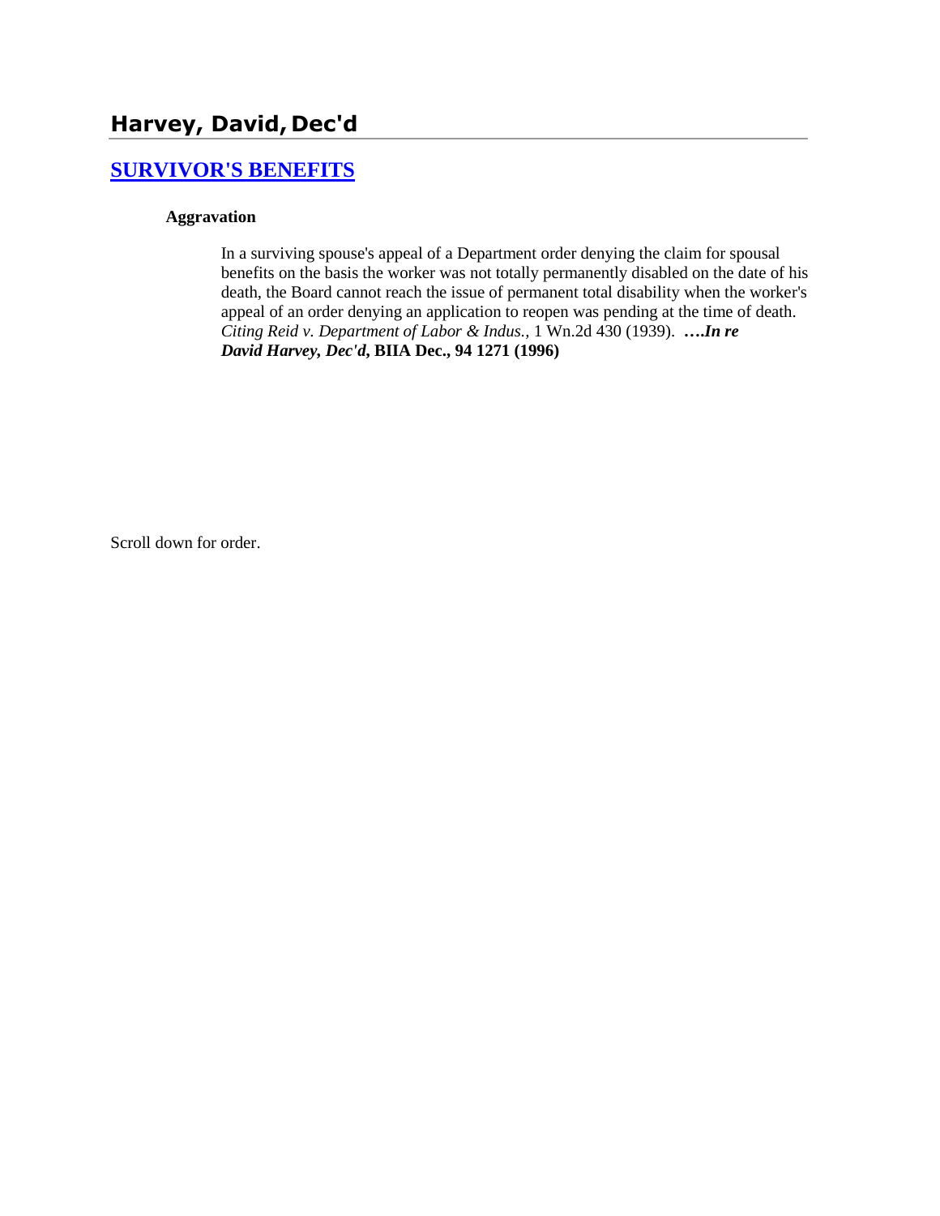## Harvey, David, Dec'd

### SURVIVOR'S BENEFITS

**Aggravation**

In a surviving spouse's appeal of a Department order denying the claim for spousal benefits on the basis the worker was not totally permanently disabled on the date of his death, the Board cannot reach the issue of permanent total disability when the worker's appeal of an order denying an application to reopen was pending at the time of death. *Citing Reid v. Department of Labor & Indus.*, 1 Wn.2d 430 (1939). ***….In re David Harvey, Dec'd*, BIIA Dec., 94 1271 (1996)**

Scroll down for order.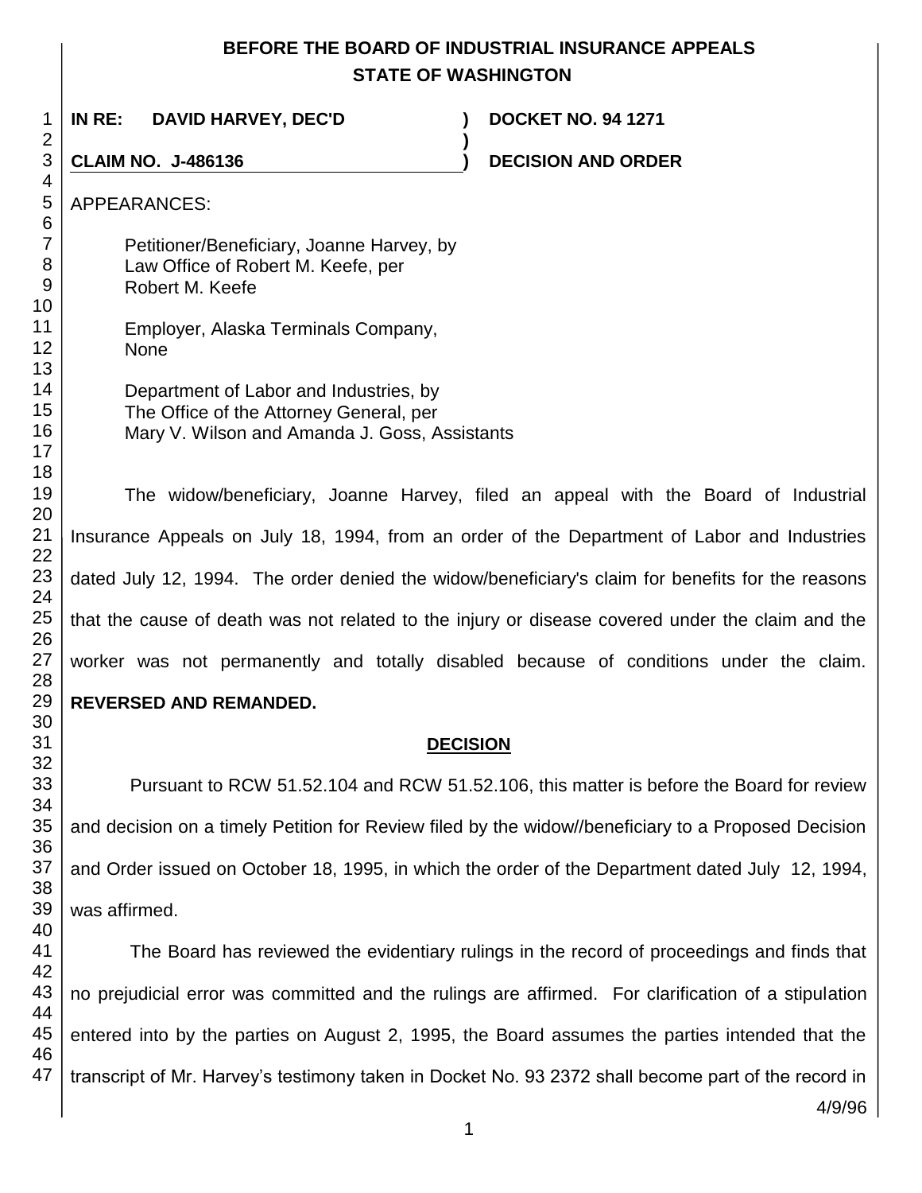# BEFORE THE BOARD OF INDUSTRIAL INSURANCE APPEALS
## STATE OF WASHINGTON

**IN RE: DAVID HARVEY, DEC'D** ) **DOCKET NO. 94 1271**

**CLAIM NO. J-486136** ) **DECISION AND ORDER**

APPEARANCES:

Petitioner/Beneficiary, Joanne Harvey, by
Law Office of Robert M. Keefe, per
Robert M. Keefe

Employer, Alaska Terminals Company,
None

Department of Labor and Industries, by
The Office of the Attorney General, per
Mary V. Wilson and Amanda J. Goss, Assistants

The widow/beneficiary, Joanne Harvey, filed an appeal with the Board of Industrial Insurance Appeals on July 18, 1994, from an order of the Department of Labor and Industries dated July 12, 1994. The order denied the widow/beneficiary's claim for benefits for the reasons that the cause of death was not related to the injury or disease covered under the claim and the worker was not permanently and totally disabled because of conditions under the claim. **REVERSED AND REMANDED.**

## DECISION

Pursuant to RCW 51.52.104 and RCW 51.52.106, this matter is before the Board for review and decision on a timely Petition for Review filed by the widow//beneficiary to a Proposed Decision and Order issued on October 18, 1995, in which the order of the Department dated July 12, 1994, was affirmed.

The Board has reviewed the evidentiary rulings in the record of proceedings and finds that no prejudicial error was committed and the rulings are affirmed. For clarification of a stipulation entered into by the parties on August 2, 1995, the Board assumes the parties intended that the transcript of Mr. Harvey's testimony taken in Docket No. 93 2372 shall become part of the record in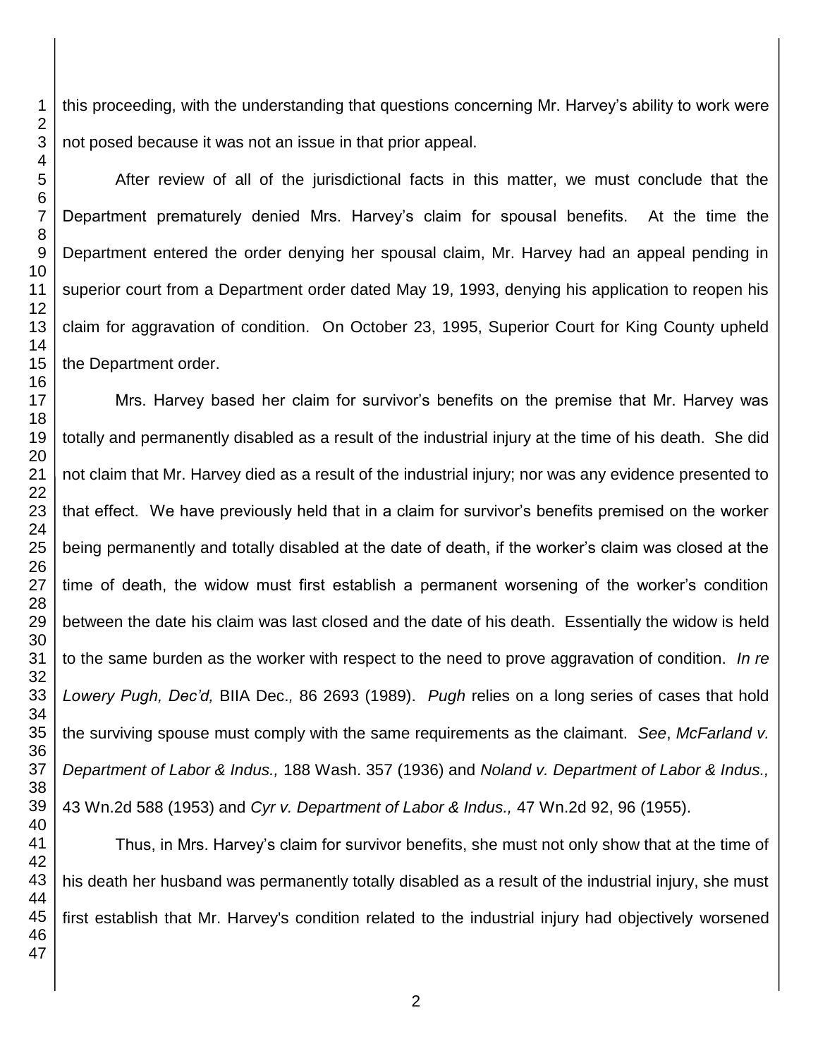this proceeding, with the understanding that questions concerning Mr. Harvey's ability to work were not posed because it was not an issue in that prior appeal.

After review of all of the jurisdictional facts in this matter, we must conclude that the Department prematurely denied Mrs. Harvey's claim for spousal benefits. At the time the Department entered the order denying her spousal claim, Mr. Harvey had an appeal pending in superior court from a Department order dated May 19, 1993, denying his application to reopen his claim for aggravation of condition. On October 23, 1995, Superior Court for King County upheld the Department order.

Mrs. Harvey based her claim for survivor's benefits on the premise that Mr. Harvey was totally and permanently disabled as a result of the industrial injury at the time of his death. She did not claim that Mr. Harvey died as a result of the industrial injury; nor was any evidence presented to that effect. We have previously held that in a claim for survivor's benefits premised on the worker being permanently and totally disabled at the date of death, if the worker's claim was closed at the time of death, the widow must first establish a permanent worsening of the worker's condition between the date his claim was last closed and the date of his death. Essentially the widow is held to the same burden as the worker with respect to the need to prove aggravation of condition. *In re Lowery Pugh, Dec'd,* BIIA Dec., 86 2693 (1989). *Pugh* relies on a long series of cases that hold the surviving spouse must comply with the same requirements as the claimant. *See*, *McFarland v. Department of Labor & Indus.,* 188 Wash. 357 (1936) and *Noland v. Department of Labor & Indus.,* 43 Wn.2d 588 (1953) and *Cyr v. Department of Labor & Indus.,* 47 Wn.2d 92, 96 (1955).

Thus, in Mrs. Harvey's claim for survivor benefits, she must not only show that at the time of his death her husband was permanently totally disabled as a result of the industrial injury, she must first establish that Mr. Harvey's condition related to the industrial injury had objectively worsened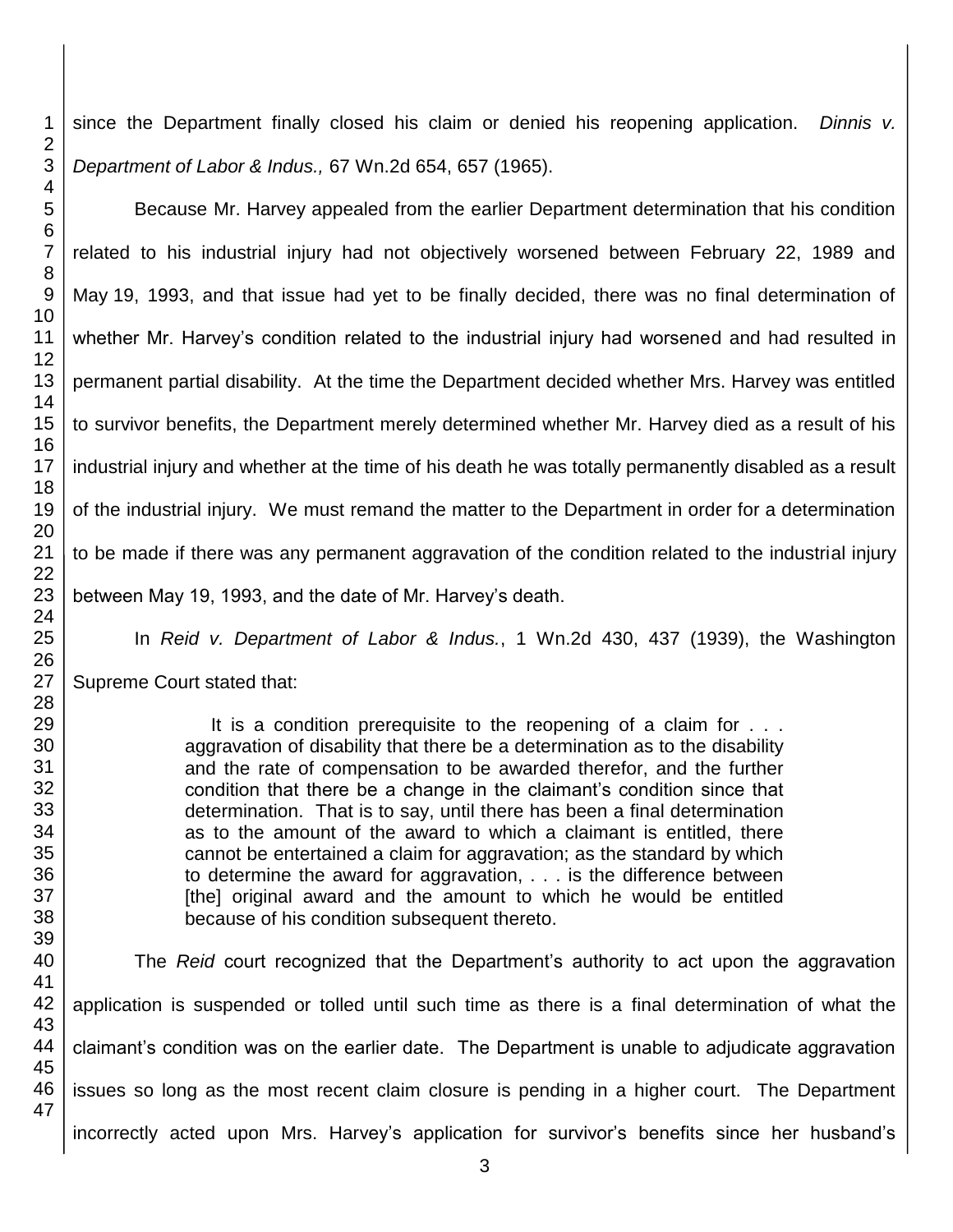since the Department finally closed his claim or denied his reopening application. *Dinnis v. Department of Labor & Indus.,* 67 Wn.2d 654, 657 (1965).

Because Mr. Harvey appealed from the earlier Department determination that his condition related to his industrial injury had not objectively worsened between February 22, 1989 and May 19, 1993, and that issue had yet to be finally decided, there was no final determination of whether Mr. Harvey's condition related to the industrial injury had worsened and had resulted in permanent partial disability. At the time the Department decided whether Mrs. Harvey was entitled to survivor benefits, the Department merely determined whether Mr. Harvey died as a result of his industrial injury and whether at the time of his death he was totally permanently disabled as a result of the industrial injury. We must remand the matter to the Department in order for a determination to be made if there was any permanent aggravation of the condition related to the industrial injury between May 19, 1993, and the date of Mr. Harvey's death.

In *Reid v. Department of Labor & Indus.*, 1 Wn.2d 430, 437 (1939), the Washington Supreme Court stated that:

> It is a condition prerequisite to the reopening of a claim for . . . aggravation of disability that there be a determination as to the disability and the rate of compensation to be awarded therefor, and the further condition that there be a change in the claimant's condition since that determination. That is to say, until there has been a final determination as to the amount of the award to which a claimant is entitled, there cannot be entertained a claim for aggravation; as the standard by which to determine the award for aggravation, . . . is the difference between [the] original award and the amount to which he would be entitled because of his condition subsequent thereto.

The *Reid* court recognized that the Department's authority to act upon the aggravation application is suspended or tolled until such time as there is a final determination of what the claimant's condition was on the earlier date. The Department is unable to adjudicate aggravation issues so long as the most recent claim closure is pending in a higher court. The Department incorrectly acted upon Mrs. Harvey's application for survivor's benefits since her husband's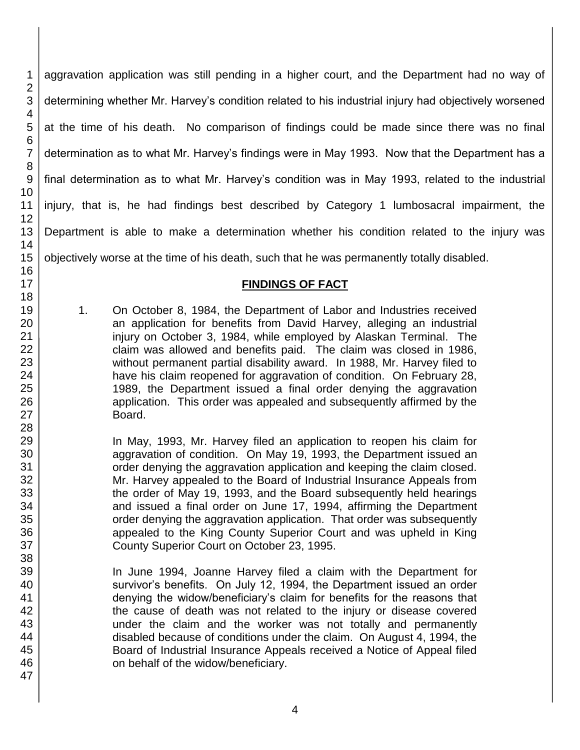aggravation application was still pending in a higher court, and the Department had no way of determining whether Mr. Harvey's condition related to his industrial injury had objectively worsened at the time of his death. No comparison of findings could be made since there was no final determination as to what Mr. Harvey's findings were in May 1993. Now that the Department has a final determination as to what Mr. Harvey's condition was in May 1993, related to the industrial injury, that is, he had findings best described by Category 1 lumbosacral impairment, the Department is able to make a determination whether his condition related to the injury was objectively worse at the time of his death, such that he was permanently totally disabled.

## FINDINGS OF FACT

1. On October 8, 1984, the Department of Labor and Industries received an application for benefits from David Harvey, alleging an industrial injury on October 3, 1984, while employed by Alaskan Terminal. The claim was allowed and benefits paid. The claim was closed in 1986, without permanent partial disability award. In 1988, Mr. Harvey filed to have his claim reopened for aggravation of condition. On February 28, 1989, the Department issued a final order denying the aggravation application. This order was appealed and subsequently affirmed by the Board.

   In May, 1993, Mr. Harvey filed an application to reopen his claim for aggravation of condition. On May 19, 1993, the Department issued an order denying the aggravation application and keeping the claim closed. Mr. Harvey appealed to the Board of Industrial Insurance Appeals from the order of May 19, 1993, and the Board subsequently held hearings and issued a final order on June 17, 1994, affirming the Department order denying the aggravation application. That order was subsequently appealed to the King County Superior Court and was upheld in King County Superior Court on October 23, 1995.

   In June 1994, Joanne Harvey filed a claim with the Department for survivor's benefits. On July 12, 1994, the Department issued an order denying the widow/beneficiary's claim for benefits for the reasons that the cause of death was not related to the injury or disease covered under the claim and the worker was not totally and permanently disabled because of conditions under the claim. On August 4, 1994, the Board of Industrial Insurance Appeals received a Notice of Appeal filed on behalf of the widow/beneficiary.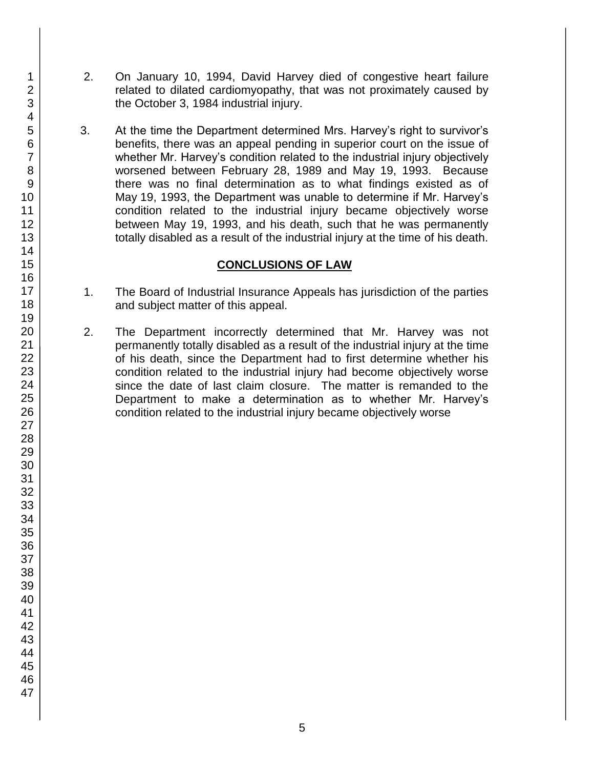2. On January 10, 1994, David Harvey died of congestive heart failure related to dilated cardiomyopathy, that was not proximately caused by the October 3, 1984 industrial injury.

3. At the time the Department determined Mrs. Harvey's right to survivor's benefits, there was an appeal pending in superior court on the issue of whether Mr. Harvey's condition related to the industrial injury objectively worsened between February 28, 1989 and May 19, 1993. Because there was no final determination as to what findings existed as of May 19, 1993, the Department was unable to determine if Mr. Harvey's condition related to the industrial injury became objectively worse between May 19, 1993, and his death, such that he was permanently totally disabled as a result of the industrial injury at the time of his death.

## CONCLUSIONS OF LAW

1. The Board of Industrial Insurance Appeals has jurisdiction of the parties and subject matter of this appeal.

2. The Department incorrectly determined that Mr. Harvey was not permanently totally disabled as a result of the industrial injury at the time of his death, since the Department had to first determine whether his condition related to the industrial injury had become objectively worse since the date of last claim closure. The matter is remanded to the Department to make a determination as to whether Mr. Harvey's condition related to the industrial injury became objectively worse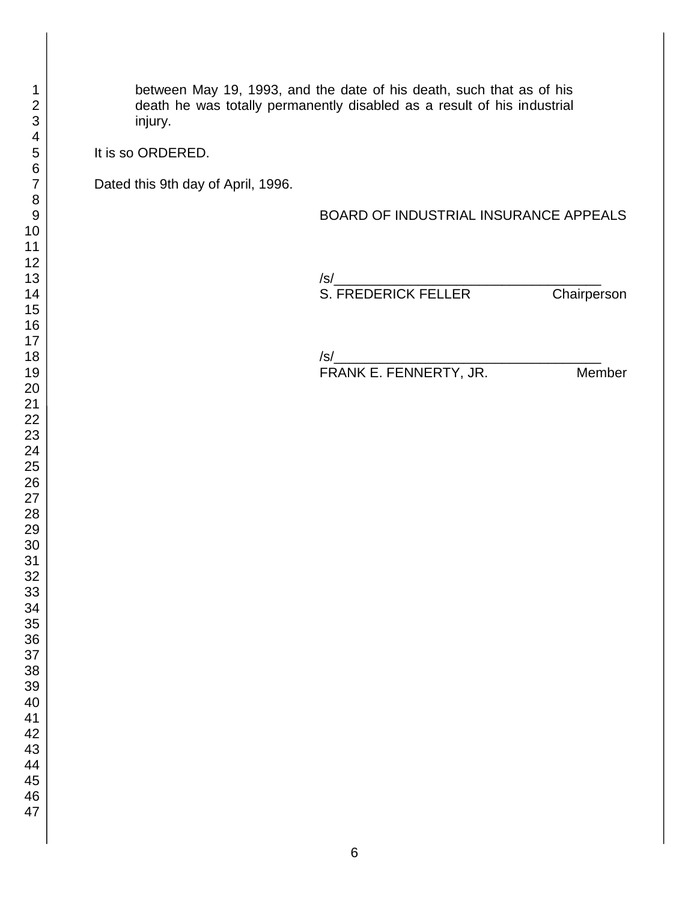between May 19, 1993, and the date of his death, such that as of his death he was totally permanently disabled as a result of his industrial injury.

It is so ORDERED.

Dated this 9th day of April, 1996.

BOARD OF INDUSTRIAL INSURANCE APPEALS

/s/____________________________________
S. FREDERICK FELLER Chairperson

/s/____________________________________
FRANK E. FENNERTY, JR. Member